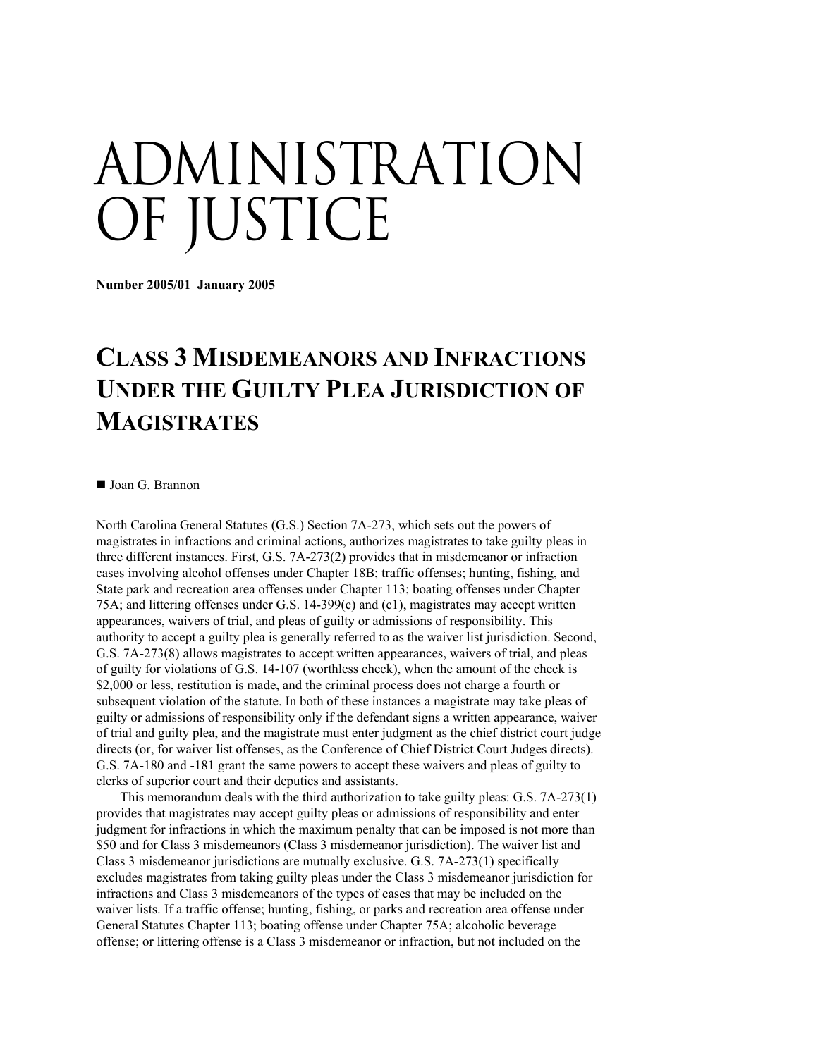# ADMINISTRATION OF JUSTICE

**Number 2005/01 January 2005**

## CLASS 3 MISDEMEANORS AND INFRACTIONS UNDER THE GUILTY PLEA JURISDICTION OF MAGISTRATES

■ Joan G. Brannon

North Carolina General Statutes (G.S.) Section 7A-273, which sets out the powers of magistrates in infractions and criminal actions, authorizes magistrates to take guilty pleas in three different instances. First, G.S. 7A-273(2) provides that in misdemeanor or infraction cases involving alcohol offenses under Chapter 18B; traffic offenses; hunting, fishing, and State park and recreation area offenses under Chapter 113; boating offenses under Chapter 75A; and littering offenses under G.S. 14-399(c) and (c1), magistrates may accept written appearances, waivers of trial, and pleas of guilty or admissions of responsibility. This authority to accept a guilty plea is generally referred to as the waiver list jurisdiction. Second, G.S. 7A-273(8) allows magistrates to accept written appearances, waivers of trial, and pleas of guilty for violations of G.S. 14-107 (worthless check), when the amount of the check is $2,000 or less, restitution is made, and the criminal process does not charge a fourth or subsequent violation of the statute. In both of these instances a magistrate may take pleas of guilty or admissions of responsibility only if the defendant signs a written appearance, waiver of trial and guilty plea, and the magistrate must enter judgment as the chief district court judge directs (or, for waiver list offenses, as the Conference of Chief District Court Judges directs). G.S. 7A-180 and -181 grant the same powers to accept these waivers and pleas of guilty to clerks of superior court and their deputies and assistants.

This memorandum deals with the third authorization to take guilty pleas: G.S. 7A-273(1) provides that magistrates may accept guilty pleas or admissions of responsibility and enter judgment for infractions in which the maximum penalty that can be imposed is not more than $50 and for Class 3 misdemeanors (Class 3 misdemeanor jurisdiction). The waiver list and Class 3 misdemeanor jurisdictions are mutually exclusive. G.S. 7A-273(1) specifically excludes magistrates from taking guilty pleas under the Class 3 misdemeanor jurisdiction for infractions and Class 3 misdemeanors of the types of cases that may be included on the waiver lists. If a traffic offense; hunting, fishing, or parks and recreation area offense under General Statutes Chapter 113; boating offense under Chapter 75A; alcoholic beverage offense; or littering offense is a Class 3 misdemeanor or infraction, but not included on the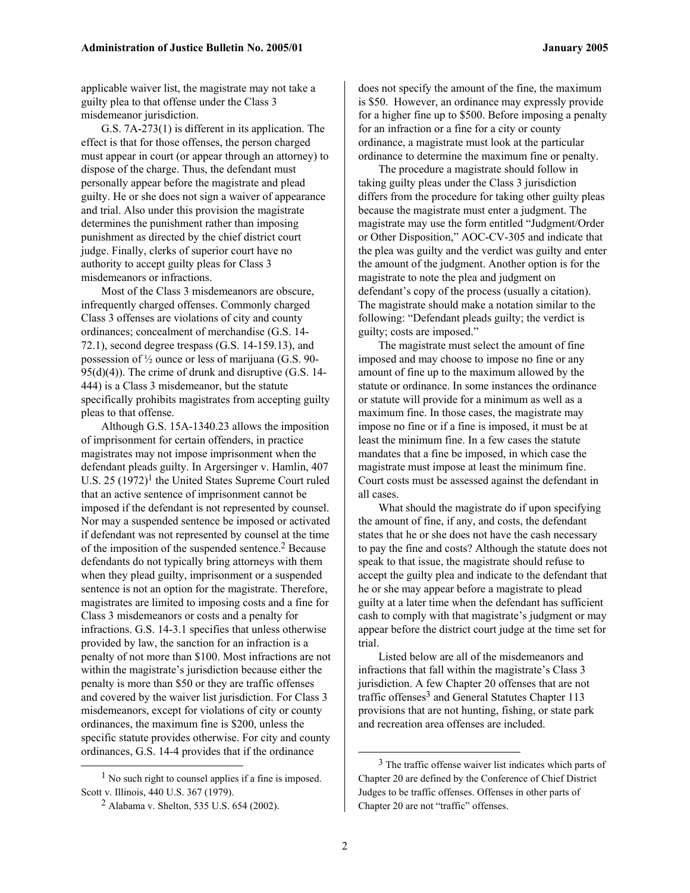applicable waiver list, the magistrate may not take a guilty plea to that offense under the Class 3 misdemeanor jurisdiction.

G.S. 7A-273(1) is different in its application. The effect is that for those offenses, the person charged must appear in court (or appear through an attorney) to dispose of the charge. Thus, the defendant must personally appear before the magistrate and plead guilty. He or she does not sign a waiver of appearance and trial. Also under this provision the magistrate determines the punishment rather than imposing punishment as directed by the chief district court judge. Finally, clerks of superior court have no authority to accept guilty pleas for Class 3 misdemeanors or infractions.

Most of the Class 3 misdemeanors are obscure, infrequently charged offenses. Commonly charged Class 3 offenses are violations of city and county ordinances; concealment of merchandise (G.S. 14-72.1), second degree trespass (G.S. 14-159.13), and possession of ½ ounce or less of marijuana (G.S. 90-95(d)(4)). The crime of drunk and disruptive (G.S. 14-444) is a Class 3 misdemeanor, but the statute specifically prohibits magistrates from accepting guilty pleas to that offense.

Although G.S. 15A-1340.23 allows the imposition of imprisonment for certain offenders, in practice magistrates may not impose imprisonment when the defendant pleads guilty. In Argersinger v. Hamlin, 407 U.S. 25 (1972)[1] the United States Supreme Court ruled that an active sentence of imprisonment cannot be imposed if the defendant is not represented by counsel. Nor may a suspended sentence be imposed or activated if defendant was not represented by counsel at the time of the imposition of the suspended sentence.[2] Because defendants do not typically bring attorneys with them when they plead guilty, imprisonment or a suspended sentence is not an option for the magistrate. Therefore, magistrates are limited to imposing costs and a fine for Class 3 misdemeanors or costs and a penalty for infractions. G.S. 14-3.1 specifies that unless otherwise provided by law, the sanction for an infraction is a penalty of not more than $100. Most infractions are not within the magistrate's jurisdiction because either the penalty is more than $50 or they are traffic offenses and covered by the waiver list jurisdiction. For Class 3 misdemeanors, except for violations of city or county ordinances, the maximum fine is $200, unless the specific statute provides otherwise. For city and county ordinances, G.S. 14-4 provides that if the ordinance does not specify the amount of the fine, the maximum is $50. However, an ordinance may expressly provide for a higher fine up to $500. Before imposing a penalty for an infraction or a fine for a city or county ordinance, a magistrate must look at the particular ordinance to determine the maximum fine or penalty.

The procedure a magistrate should follow in taking guilty pleas under the Class 3 jurisdiction differs from the procedure for taking other guilty pleas because the magistrate must enter a judgment. The magistrate may use the form entitled "Judgment/Order or Other Disposition," AOC-CV-305 and indicate that the plea was guilty and the verdict was guilty and enter the amount of the judgment. Another option is for the magistrate to note the plea and judgment on defendant's copy of the process (usually a citation). The magistrate should make a notation similar to the following: "Defendant pleads guilty; the verdict is guilty; costs are imposed."

The magistrate must select the amount of fine imposed and may choose to impose no fine or any amount of fine up to the maximum allowed by the statute or ordinance. In some instances the ordinance or statute will provide for a minimum as well as a maximum fine. In those cases, the magistrate may impose no fine or if a fine is imposed, it must be at least the minimum fine. In a few cases the statute mandates that a fine be imposed, in which case the magistrate must impose at least the minimum fine. Court costs must be assessed against the defendant in all cases.

What should the magistrate do if upon specifying the amount of fine, if any, and costs, the defendant states that he or she does not have the cash necessary to pay the fine and costs? Although the statute does not speak to that issue, the magistrate should refuse to accept the guilty plea and indicate to the defendant that he or she may appear before a magistrate to plead guilty at a later time when the defendant has sufficient cash to comply with that magistrate's judgment or may appear before the district court judge at the time set for trial.

Listed below are all of the misdemeanors and infractions that fall within the magistrate's Class 3 jurisdiction. A few Chapter 20 offenses that are not traffic offenses[3] and General Statutes Chapter 113 provisions that are not hunting, fishing, or state park and recreation area offenses are included.

---

[1] No such right to counsel applies if a fine is imposed. Scott v. Illinois, 440 U.S. 367 (1979).

[2] Alabama v. Shelton, 535 U.S. 654 (2002).

[3] The traffic offense waiver list indicates which parts of Chapter 20 are defined by the Conference of Chief District Judges to be traffic offenses. Offenses in other parts of Chapter 20 are not "traffic" offenses.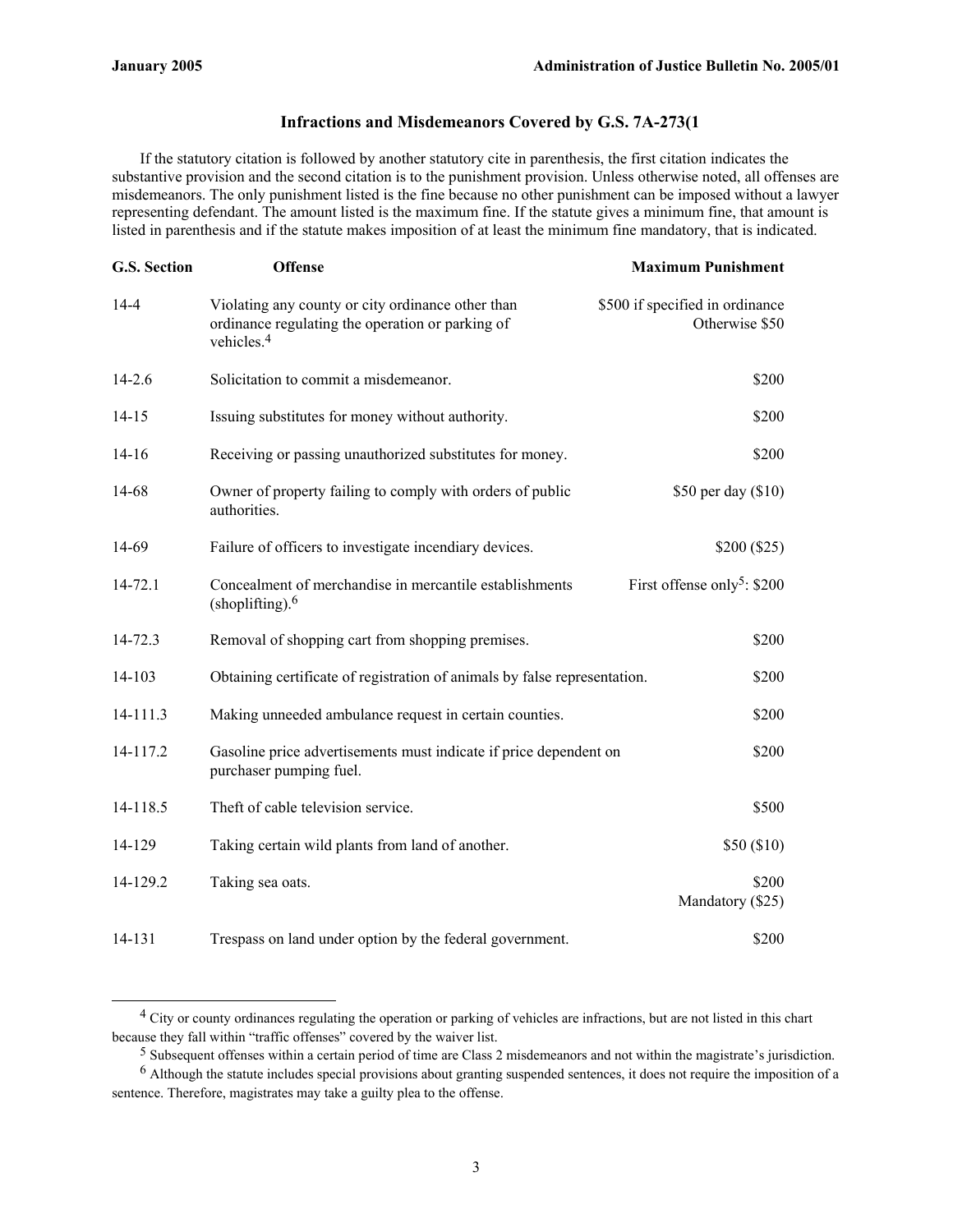### Infractions and Misdemeanors Covered by G.S. 7A-273(1

If the statutory citation is followed by another statutory cite in parenthesis, the first citation indicates the substantive provision and the second citation is to the punishment provision. Unless otherwise noted, all offenses are misdemeanors. The only punishment listed is the fine because no other punishment can be imposed without a lawyer representing defendant. The amount listed is the maximum fine. If the statute gives a minimum fine, that amount is listed in parenthesis and if the statute makes imposition of at least the minimum fine mandatory, that is indicated.

| G.S. Section | Offense | Maximum Punishment |
|---|---|---|
| 14-4 | Violating any county or city ordinance other than ordinance regulating the operation or parking of vehicles.[4] | $500 if specified in ordinance Otherwise $50 |
| 14-2.6 | Solicitation to commit a misdemeanor. | $200 |
| 14-15 | Issuing substitutes for money without authority. | $200 |
| 14-16 | Receiving or passing unauthorized substitutes for money. | $200 |
| 14-68 | Owner of property failing to comply with orders of public authorities. | $50 per day ($10) |
| 14-69 | Failure of officers to investigate incendiary devices. | $200 ($25) |
| 14-72.1 | Concealment of merchandise in mercantile establishments (shoplifting).[6] | First offense only[5]: $200 |
| 14-72.3 | Removal of shopping cart from shopping premises. | $200 |
| 14-103 | Obtaining certificate of registration of animals by false representation. | $200 |
| 14-111.3 | Making unneeded ambulance request in certain counties. | $200 |
| 14-117.2 | Gasoline price advertisements must indicate if price dependent on purchaser pumping fuel. | $200 |
| 14-118.5 | Theft of cable television service. | $500 |
| 14-129 | Taking certain wild plants from land of another. | $50 ($10) |
| 14-129.2 | Taking sea oats. | $200 Mandatory ($25) |
| 14-131 | Trespass on land under option by the federal government. | $200 |

[4] City or county ordinances regulating the operation or parking of vehicles are infractions, but are not listed in this chart because they fall within "traffic offenses" covered by the waiver list.

[5] Subsequent offenses within a certain period of time are Class 2 misdemeanors and not within the magistrate's jurisdiction.

[6] Although the statute includes special provisions about granting suspended sentences, it does not require the imposition of a sentence. Therefore, magistrates may take a guilty plea to the offense.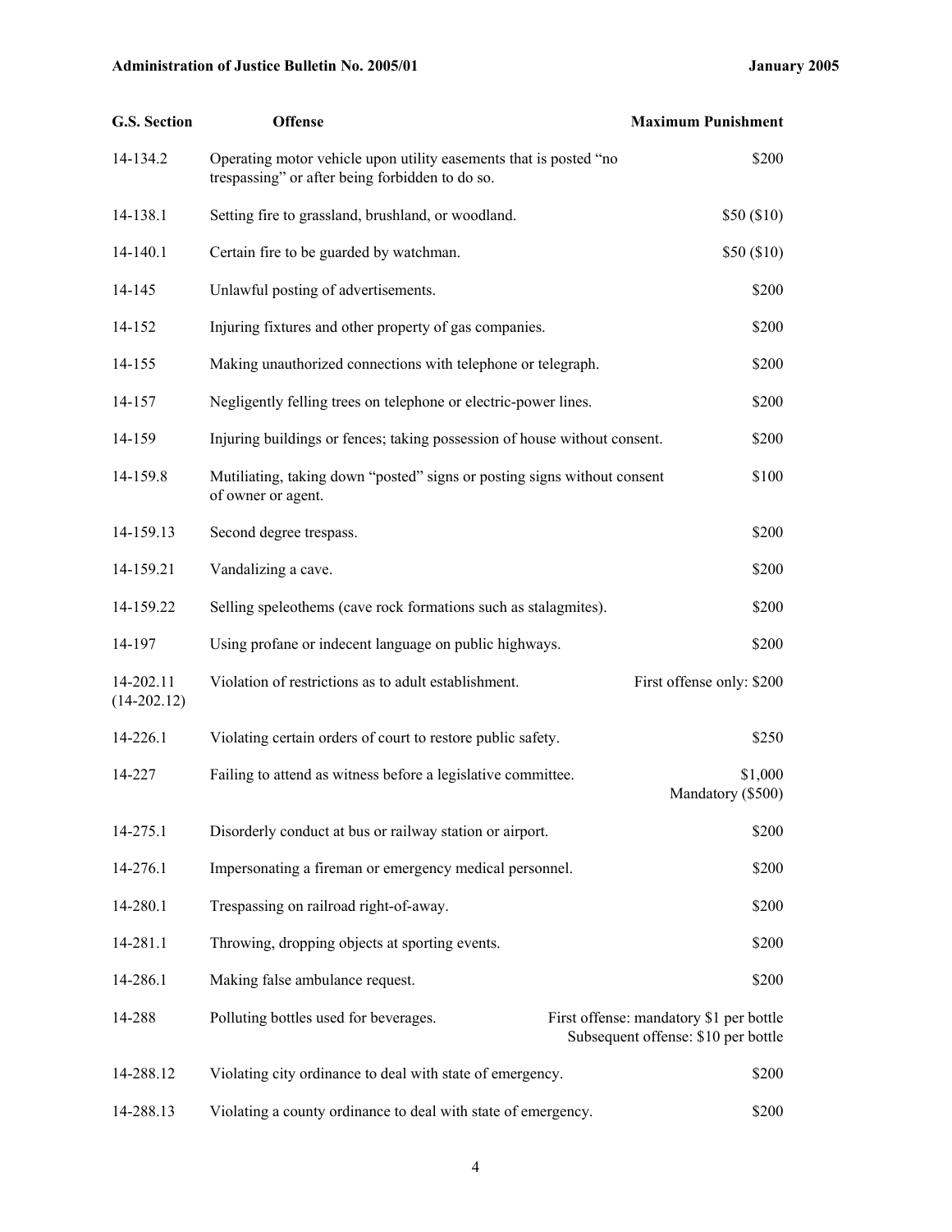| G.S. Section | Offense | Maximum Punishment |
|---|---|---|
| 14-134.2 | Operating motor vehicle upon utility easements that is posted "no trespassing" or after being forbidden to do so. | $200 |
| 14-138.1 | Setting fire to grassland, brushland, or woodland. | $50 ($10) |
| 14-140.1 | Certain fire to be guarded by watchman. | $50 ($10) |
| 14-145 | Unlawful posting of advertisements. | $200 |
| 14-152 | Injuring fixtures and other property of gas companies. | $200 |
| 14-155 | Making unauthorized connections with telephone or telegraph. | $200 |
| 14-157 | Negligently felling trees on telephone or electric-power lines. | $200 |
| 14-159 | Injuring buildings or fences; taking possession of house without consent. | $200 |
| 14-159.8 | Mutiliating, taking down "posted" signs or posting signs without consent of owner or agent. | $100 |
| 14-159.13 | Second degree trespass. | $200 |
| 14-159.21 | Vandalizing a cave. | $200 |
| 14-159.22 | Selling speleothems (cave rock formations such as stalagmites). | $200 |
| 14-197 | Using profane or indecent language on public highways. | $200 |
| 14-202.11 (14-202.12) | Violation of restrictions as to adult establishment. | First offense only: $200 |
| 14-226.1 | Violating certain orders of court to restore public safety. | $250 |
| 14-227 | Failing to attend as witness before a legislative committee. | $1,000 Mandatory ($500) |
| 14-275.1 | Disorderly conduct at bus or railway station or airport. | $200 |
| 14-276.1 | Impersonating a fireman or emergency medical personnel. | $200 |
| 14-280.1 | Trespassing on railroad right-of-away. | $200 |
| 14-281.1 | Throwing, dropping objects at sporting events. | $200 |
| 14-286.1 | Making false ambulance request. | $200 |
| 14-288 | Polluting bottles used for beverages. | First offense: mandatory $1 per bottle Subsequent offense: $10 per bottle |
| 14-288.12 | Violating city ordinance to deal with state of emergency. | $200 |
| 14-288.13 | Violating a county ordinance to deal with state of emergency. | $200 |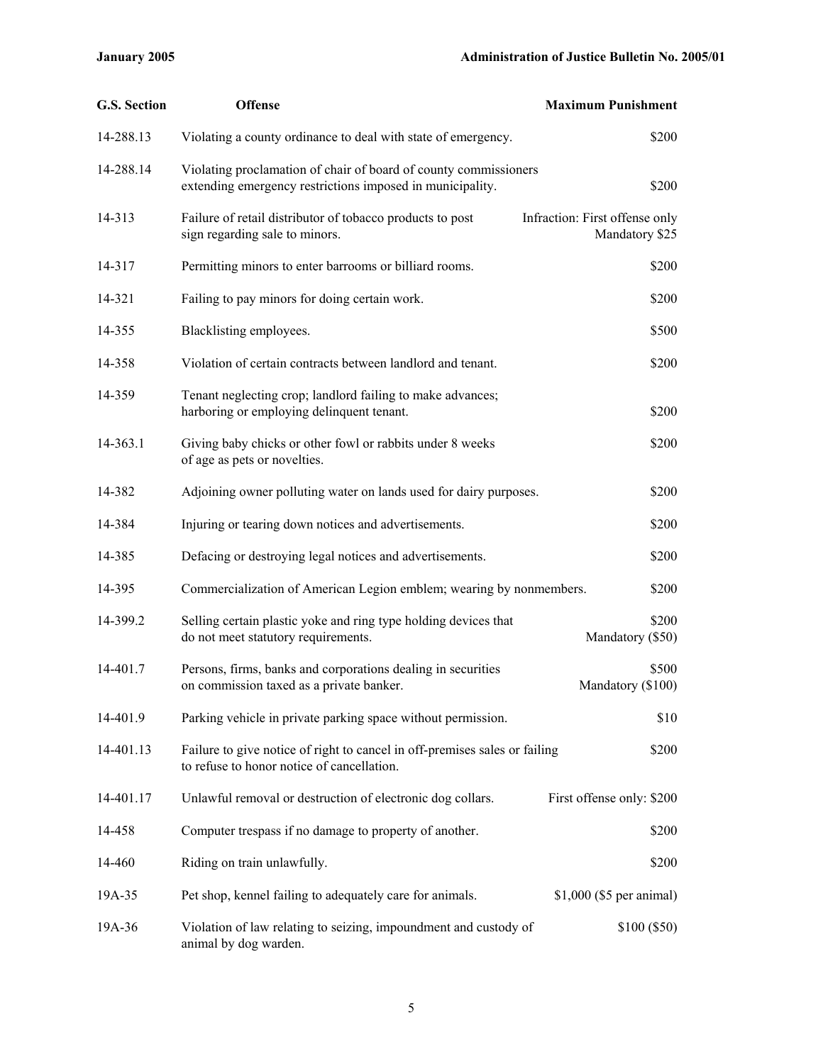| G.S. Section | Offense | Maximum Punishment |
|---|---|---|
| 14-288.13 | Violating a county ordinance to deal with state of emergency. | $200 |
| 14-288.14 | Violating proclamation of chair of board of county commissioners extending emergency restrictions imposed in municipality. | $200 |
| 14-313 | Failure of retail distributor of tobacco products to post sign regarding sale to minors. | Infraction: First offense only Mandatory $25 |
| 14-317 | Permitting minors to enter barrooms or billiard rooms. | $200 |
| 14-321 | Failing to pay minors for doing certain work. | $200 |
| 14-355 | Blacklisting employees. | $500 |
| 14-358 | Violation of certain contracts between landlord and tenant. | $200 |
| 14-359 | Tenant neglecting crop; landlord failing to make advances; harboring or employing delinquent tenant. | $200 |
| 14-363.1 | Giving baby chicks or other fowl or rabbits under 8 weeks of age as pets or novelties. | $200 |
| 14-382 | Adjoining owner polluting water on lands used for dairy purposes. | $200 |
| 14-384 | Injuring or tearing down notices and advertisements. | $200 |
| 14-385 | Defacing or destroying legal notices and advertisements. | $200 |
| 14-395 | Commercialization of American Legion emblem; wearing by nonmembers. | $200 |
| 14-399.2 | Selling certain plastic yoke and ring type holding devices that do not meet statutory requirements. | $200 Mandatory ($50) |
| 14-401.7 | Persons, firms, banks and corporations dealing in securities on commission taxed as a private banker. | $500 Mandatory ($100) |
| 14-401.9 | Parking vehicle in private parking space without permission. | $10 |
| 14-401.13 | Failure to give notice of right to cancel in off-premises sales or failing to refuse to honor notice of cancellation. | $200 |
| 14-401.17 | Unlawful removal or destruction of electronic dog collars. | First offense only: $200 |
| 14-458 | Computer trespass if no damage to property of another. | $200 |
| 14-460 | Riding on train unlawfully. | $200 |
| 19A-35 | Pet shop, kennel failing to adequately care for animals. | $1,000 ($5 per animal) |
| 19A-36 | Violation of law relating to seizing, impoundment and custody of animal by dog warden. | $100 ($50) |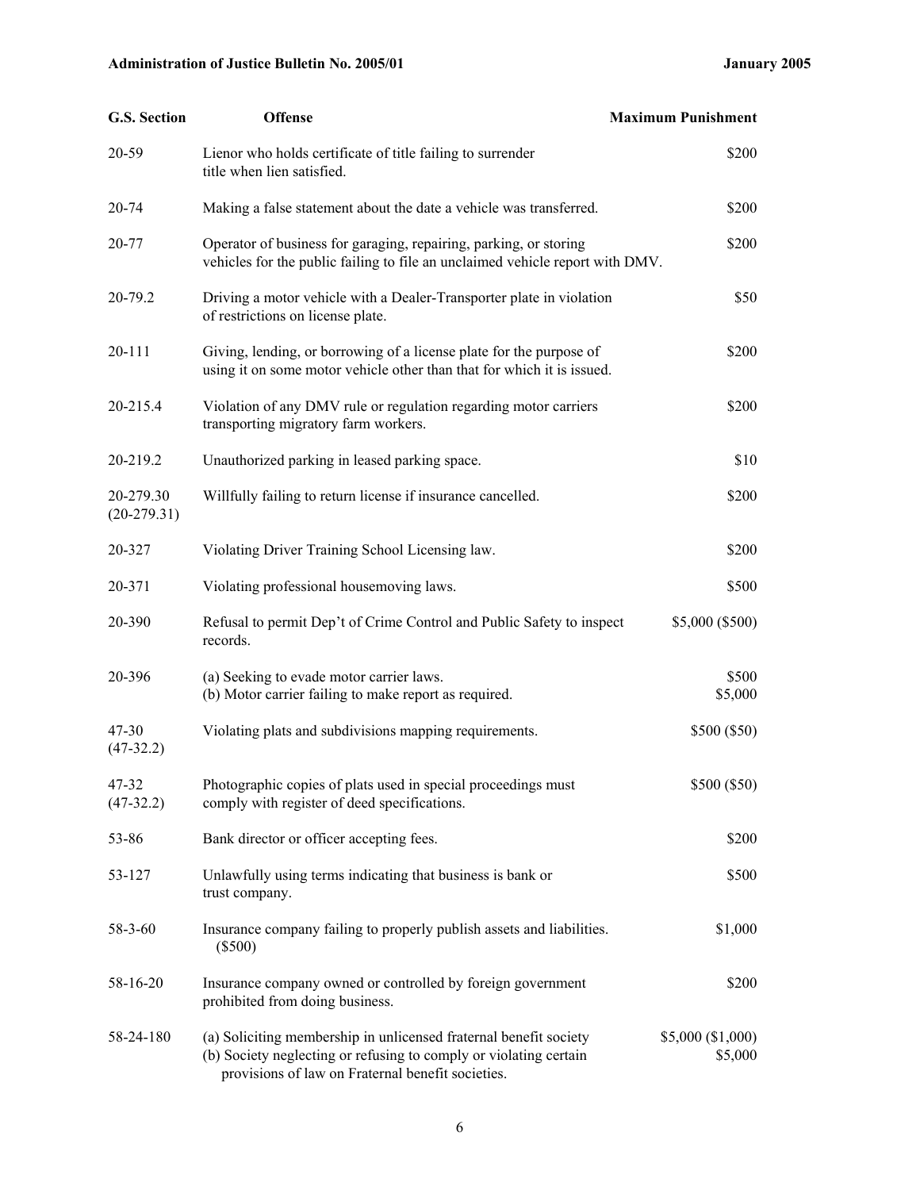| G.S. Section | Offense | Maximum Punishment |
|---|---|---|
| 20-59 | Lienor who holds certificate of title failing to surrender title when lien satisfied. | $200 |
| 20-74 | Making a false statement about the date a vehicle was transferred. | $200 |
| 20-77 | Operator of business for garaging, repairing, parking, or storing vehicles for the public failing to file an unclaimed vehicle report with DMV. | $200 |
| 20-79.2 | Driving a motor vehicle with a Dealer-Transporter plate in violation of restrictions on license plate. | $50 |
| 20-111 | Giving, lending, or borrowing of a license plate for the purpose of using it on some motor vehicle other than that for which it is issued. | $200 |
| 20-215.4 | Violation of any DMV rule or regulation regarding motor carriers transporting migratory farm workers. | $200 |
| 20-219.2 | Unauthorized parking in leased parking space. | $10 |
| 20-279.30 (20-279.31) | Willfully failing to return license if insurance cancelled. | $200 |
| 20-327 | Violating Driver Training School Licensing law. | $200 |
| 20-371 | Violating professional housemoving laws. | $500 |
| 20-390 | Refusal to permit Dep't of Crime Control and Public Safety to inspect records. | $5,000 ($500) |
| 20-396 | (a) Seeking to evade motor carrier laws.<br>(b) Motor carrier failing to make report as required. | $500<br>$5,000 |
| 47-30 (47-32.2) | Violating plats and subdivisions mapping requirements. | $500 ($50) |
| 47-32 (47-32.2) | Photographic copies of plats used in special proceedings must comply with register of deed specifications. | $500 ($50) |
| 53-86 | Bank director or officer accepting fees. | $200 |
| 53-127 | Unlawfully using terms indicating that business is bank or trust company. | $500 |
| 58-3-60 | Insurance company failing to properly publish assets and liabilities. ($500) | $1,000 |
| 58-16-20 | Insurance company owned or controlled by foreign government prohibited from doing business. | $200 |
| 58-24-180 | (a) Soliciting membership in unlicensed fraternal benefit society<br>(b) Society neglecting or refusing to comply or violating certain provisions of law on Fraternal benefit societies. | $5,000 ($1,000)<br>$5,000 |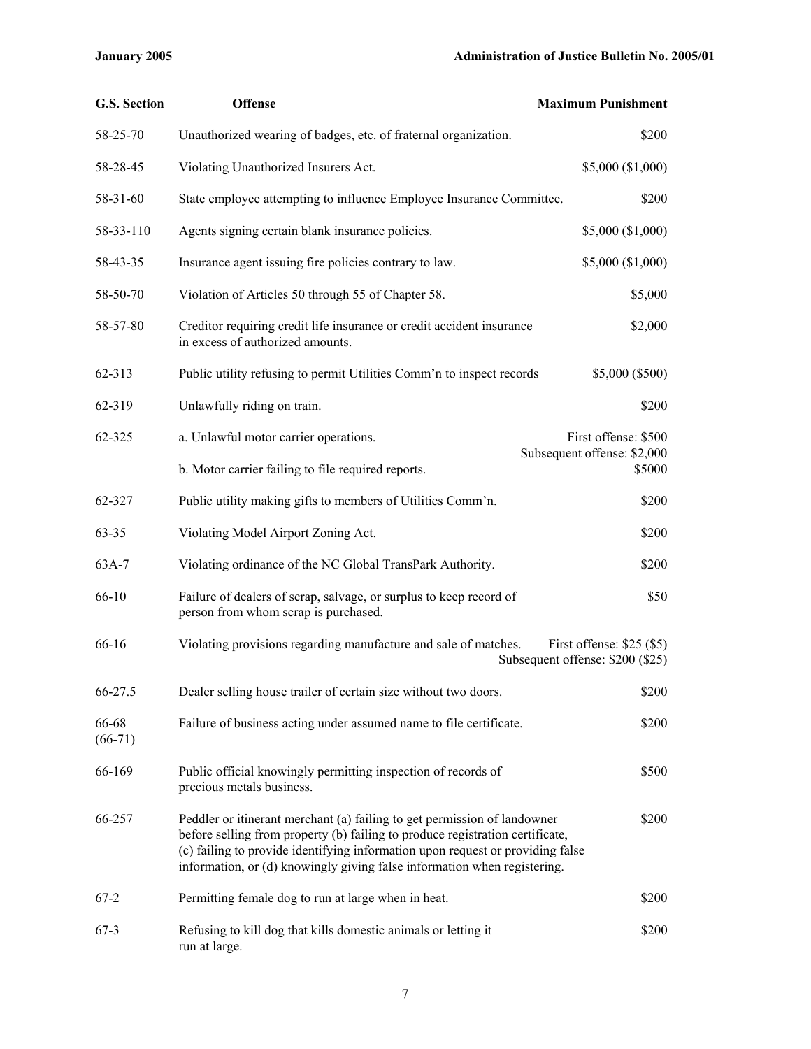| G.S. Section | Offense | Maximum Punishment |
|---|---|---|
| 58-25-70 | Unauthorized wearing of badges, etc. of fraternal organization. | $200 |
| 58-28-45 | Violating Unauthorized Insurers Act. | $5,000 ($1,000) |
| 58-31-60 | State employee attempting to influence Employee Insurance Committee. | $200 |
| 58-33-110 | Agents signing certain blank insurance policies. | $5,000 ($1,000) |
| 58-43-35 | Insurance agent issuing fire policies contrary to law. | $5,000 ($1,000) |
| 58-50-70 | Violation of Articles 50 through 55 of Chapter 58. | $5,000 |
| 58-57-80 | Creditor requiring credit life insurance or credit accident insurance in excess of authorized amounts. | $2,000 |
| 62-313 | Public utility refusing to permit Utilities Comm'n to inspect records | $5,000 ($500) |
| 62-319 | Unlawfully riding on train. | $200 |
| 62-325 | a. Unlawful motor carrier operations. | First offense: $500 Subsequent offense: $2,000 |
| | b. Motor carrier failing to file required reports. | $5000 |
| 62-327 | Public utility making gifts to members of Utilities Comm'n. | $200 |
| 63-35 | Violating Model Airport Zoning Act. | $200 |
| 63A-7 | Violating ordinance of the NC Global TransPark Authority. | $200 |
| 66-10 | Failure of dealers of scrap, salvage, or surplus to keep record of person from whom scrap is purchased. | $50 |
| 66-16 | Violating provisions regarding manufacture and sale of matches. | First offense: $25 ($5) Subsequent offense: $200 ($25) |
| 66-27.5 | Dealer selling house trailer of certain size without two doors. | $200 |
| 66-68 (66-71) | Failure of business acting under assumed name to file certificate. | $200 |
| 66-169 | Public official knowingly permitting inspection of records of precious metals business. | $500 |
| 66-257 | Peddler or itinerant merchant (a) failing to get permission of landowner before selling from property (b) failing to produce registration certificate, (c) failing to provide identifying information upon request or providing false information, or (d) knowingly giving false information when registering. | $200 |
| 67-2 | Permitting female dog to run at large when in heat. | $200 |
| 67-3 | Refusing to kill dog that kills domestic animals or letting it run at large. | $200 |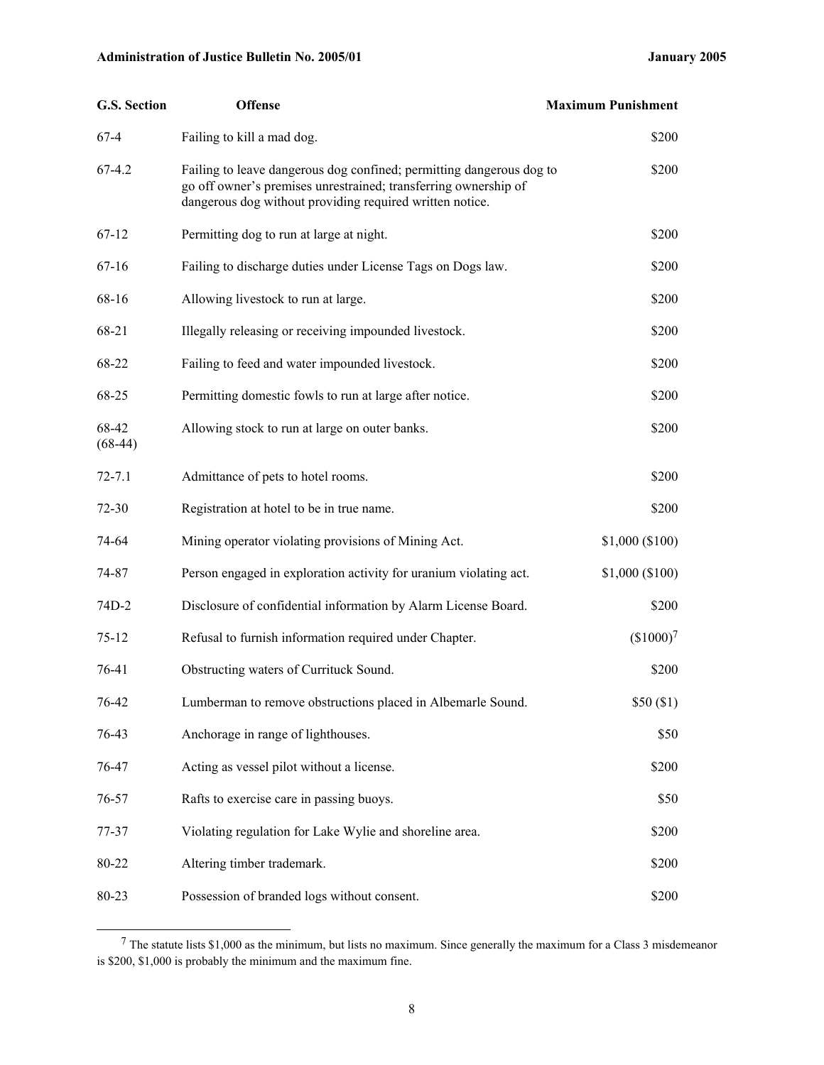| G.S. Section | Offense | Maximum Punishment |
|---|---|---|
| 67-4 | Failing to kill a mad dog. | $200 |
| 67-4.2 | Failing to leave dangerous dog confined; permitting dangerous dog to go off owner's premises unrestrained; transferring ownership of dangerous dog without providing required written notice. | $200 |
| 67-12 | Permitting dog to run at large at night. | $200 |
| 67-16 | Failing to discharge duties under License Tags on Dogs law. | $200 |
| 68-16 | Allowing livestock to run at large. | $200 |
| 68-21 | Illegally releasing or receiving impounded livestock. | $200 |
| 68-22 | Failing to feed and water impounded livestock. | $200 |
| 68-25 | Permitting domestic fowls to run at large after notice. | $200 |
| 68-42 (68-44) | Allowing stock to run at large on outer banks. | $200 |
| 72-7.1 | Admittance of pets to hotel rooms. | $200 |
| 72-30 | Registration at hotel to be in true name. | $200 |
| 74-64 | Mining operator violating provisions of Mining Act. | $1,000 ($100) |
| 74-87 | Person engaged in exploration activity for uranium violating act. | $1,000 ($100) |
| 74D-2 | Disclosure of confidential information by Alarm License Board. | $200 |
| 75-12 | Refusal to furnish information required under Chapter. | ($1000)[7] |
| 76-41 | Obstructing waters of Currituck Sound. | $200 |
| 76-42 | Lumberman to remove obstructions placed in Albemarle Sound. | $50 ($1) |
| 76-43 | Anchorage in range of lighthouses. | $50 |
| 76-47 | Acting as vessel pilot without a license. | $200 |
| 76-57 | Rafts to exercise care in passing buoys. | $50 |
| 77-37 | Violating regulation for Lake Wylie and shoreline area. | $200 |
| 80-22 | Altering timber trademark. | $200 |
| 80-23 | Possession of branded logs without consent. | $200 |

[7] The statute lists $1,000 as the minimum, but lists no maximum. Since generally the maximum for a Class 3 misdemeanor is $200, $1,000 is probably the minimum and the maximum fine.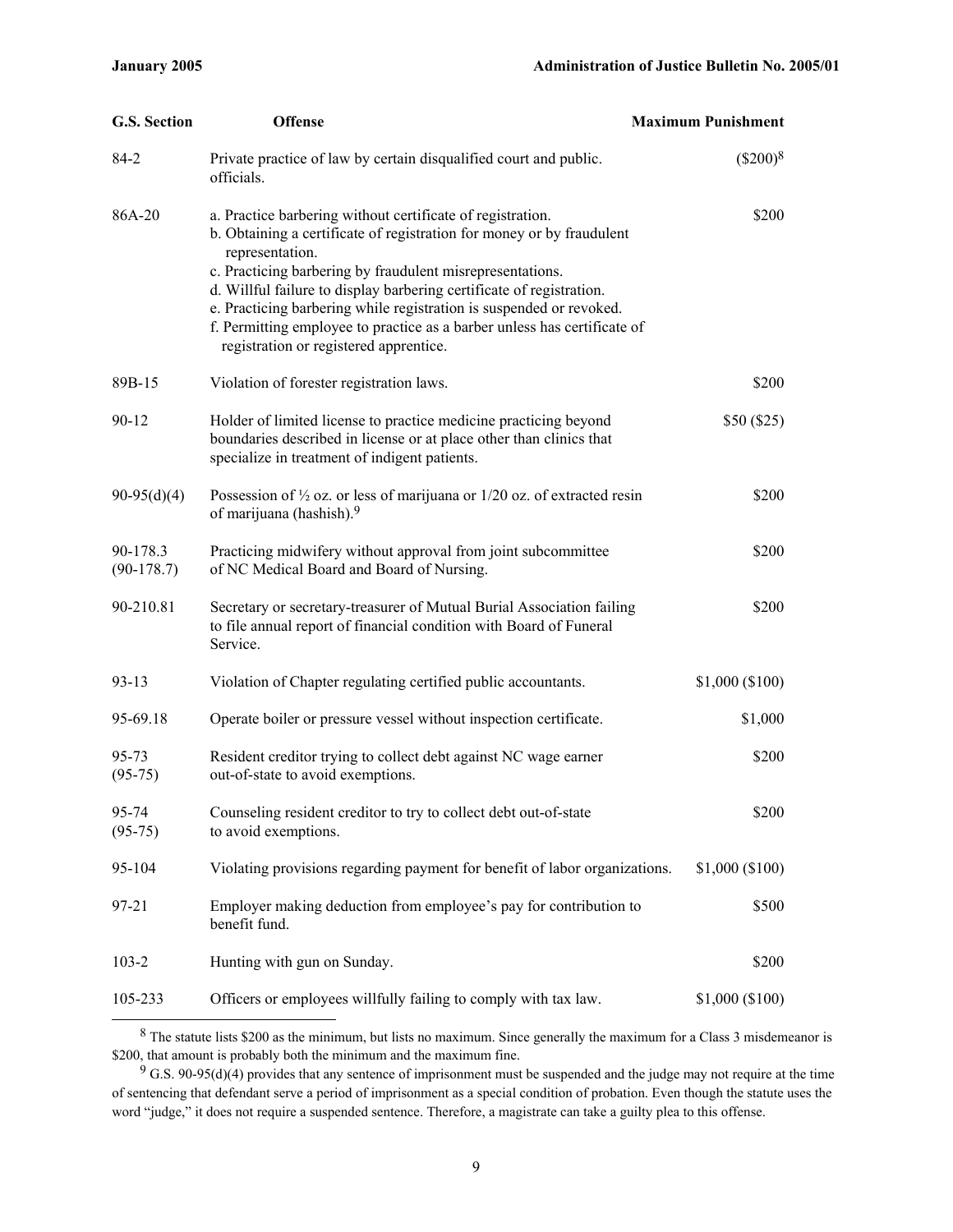| G.S. Section | Offense | Maximum Punishment |
| --- | --- | --- |
| 84-2 | Private practice of law by certain disqualified court and public. officials. | ($200)[8] |
| 86A-20 | a. Practice barbering without certificate of registration.<br>b. Obtaining a certificate of registration for money or by fraudulent representation.<br>c. Practicing barbering by fraudulent misrepresentations.<br>d. Willful failure to display barbering certificate of registration.<br>e. Practicing barbering while registration is suspended or revoked.<br>f. Permitting employee to practice as a barber unless has certificate of registration or registered apprentice. | $200 |
| 89B-15 | Violation of forester registration laws. | $200 |
| 90-12 | Holder of limited license to practice medicine practicing beyond boundaries described in license or at place other than clinics that specialize in treatment of indigent patients. | $50 ($25) |
| 90-95(d)(4) | Possession of ½ oz. or less of marijuana or 1/20 oz. of extracted resin of marijuana (hashish).[9] | $200 |
| 90-178.3 (90-178.7) | Practicing midwifery without approval from joint subcommittee of NC Medical Board and Board of Nursing. | $200 |
| 90-210.81 | Secretary or secretary-treasurer of Mutual Burial Association failing to file annual report of financial condition with Board of Funeral Service. | $200 |
| 93-13 | Violation of Chapter regulating certified public accountants. | $1,000 ($100) |
| 95-69.18 | Operate boiler or pressure vessel without inspection certificate. | $1,000 |
| 95-73 (95-75) | Resident creditor trying to collect debt against NC wage earner out-of-state to avoid exemptions. | $200 |
| 95-74 (95-75) | Counseling resident creditor to try to collect debt out-of-state to avoid exemptions. | $200 |
| 95-104 | Violating provisions regarding payment for benefit of labor organizations. | $1,000 ($100) |
| 97-21 | Employer making deduction from employee's pay for contribution to benefit fund. | $500 |
| 103-2 | Hunting with gun on Sunday. | $200 |
| 105-233 | Officers or employees willfully failing to comply with tax law. | $1,000 ($100) |

[8] The statute lists $200 as the minimum, but lists no maximum. Since generally the maximum for a Class 3 misdemeanor is $200, that amount is probably both the minimum and the maximum fine.

[9] G.S. 90-95(d)(4) provides that any sentence of imprisonment must be suspended and the judge may not require at the time of sentencing that defendant serve a period of imprisonment as a special condition of probation. Even though the statute uses the word "judge," it does not require a suspended sentence. Therefore, a magistrate can take a guilty plea to this offense.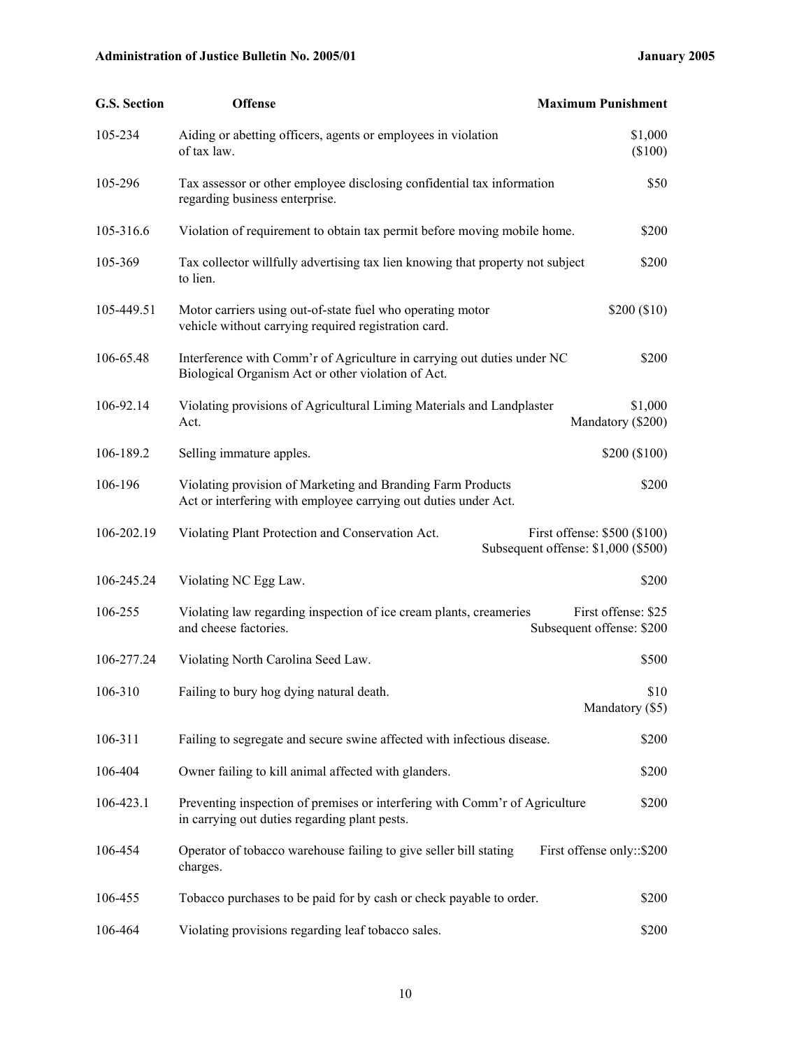| G.S. Section | Offense | Maximum Punishment |
| --- | --- | --- |
| 105-234 | Aiding or abetting officers, agents or employees in violation of tax law. | $1,000 ($100) |
| 105-296 | Tax assessor or other employee disclosing confidential tax information regarding business enterprise. | $50 |
| 105-316.6 | Violation of requirement to obtain tax permit before moving mobile home. | $200 |
| 105-369 | Tax collector willfully advertising tax lien knowing that property not subject to lien. | $200 |
| 105-449.51 | Motor carriers using out-of-state fuel who operating motor vehicle without carrying required registration card. | $200 ($10) |
| 106-65.48 | Interference with Comm'r of Agriculture in carrying out duties under NC Biological Organism Act or other violation of Act. | $200 |
| 106-92.14 | Violating provisions of Agricultural Liming Materials and Landplaster Act. | $1,000 Mandatory ($200) |
| 106-189.2 | Selling immature apples. | $200 ($100) |
| 106-196 | Violating provision of Marketing and Branding Farm Products Act or interfering with employee carrying out duties under Act. | $200 |
| 106-202.19 | Violating Plant Protection and Conservation Act. | First offense: $500 ($100) Subsequent offense: $1,000 ($500) |
| 106-245.24 | Violating NC Egg Law. | $200 |
| 106-255 | Violating law regarding inspection of ice cream plants, creameries and cheese factories. | First offense: $25 Subsequent offense: $200 |
| 106-277.24 | Violating North Carolina Seed Law. | $500 |
| 106-310 | Failing to bury hog dying natural death. | $10 Mandatory ($5) |
| 106-311 | Failing to segregate and secure swine affected with infectious disease. | $200 |
| 106-404 | Owner failing to kill animal affected with glanders. | $200 |
| 106-423.1 | Preventing inspection of premises or interfering with Comm'r of Agriculture in carrying out duties regarding plant pests. | $200 |
| 106-454 | Operator of tobacco warehouse failing to give seller bill stating charges. | First offense only::$200 |
| 106-455 | Tobacco purchases to be paid for by cash or check payable to order. | $200 |
| 106-464 | Violating provisions regarding leaf tobacco sales. | $200 |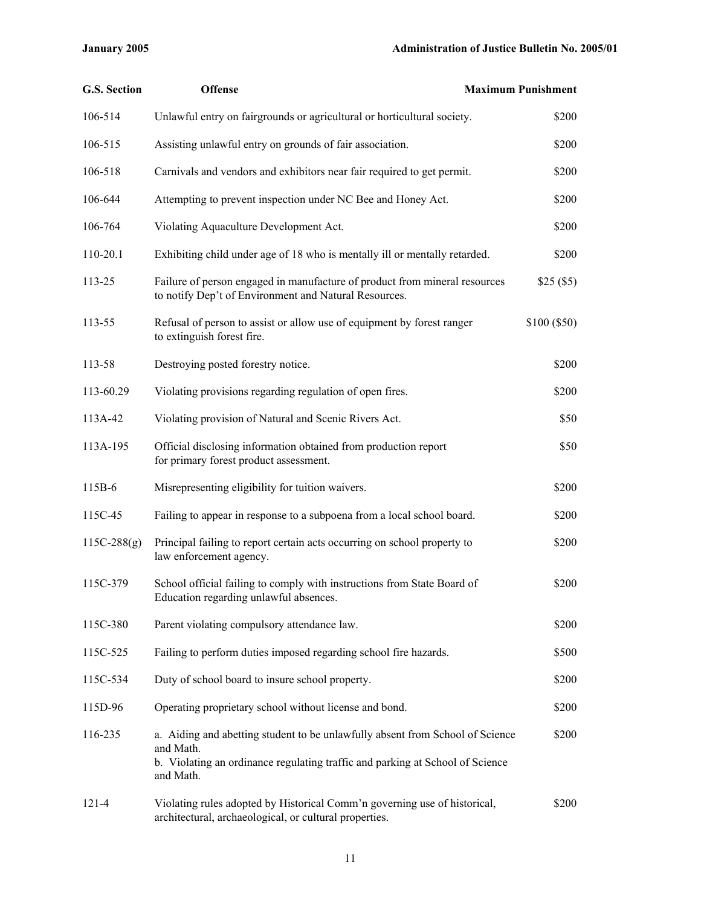| G.S. Section | Offense | Maximum Punishment |
|---|---|---|
| 106-514 | Unlawful entry on fairgrounds or agricultural or horticultural society. | $200 |
| 106-515 | Assisting unlawful entry on grounds of fair association. | $200 |
| 106-518 | Carnivals and vendors and exhibitors near fair required to get permit. | $200 |
| 106-644 | Attempting to prevent inspection under NC Bee and Honey Act. | $200 |
| 106-764 | Violating Aquaculture Development Act. | $200 |
| 110-20.1 | Exhibiting child under age of 18 who is mentally ill or mentally retarded. | $200 |
| 113-25 | Failure of person engaged in manufacture of product from mineral resources to notify Dep't of Environment and Natural Resources. | $25 ($5) |
| 113-55 | Refusal of person to assist or allow use of equipment by forest ranger to extinguish forest fire. | $100 ($50) |
| 113-58 | Destroying posted forestry notice. | $200 |
| 113-60.29 | Violating provisions regarding regulation of open fires. | $200 |
| 113A-42 | Violating provision of Natural and Scenic Rivers Act. | $50 |
| 113A-195 | Official disclosing information obtained from production report for primary forest product assessment. | $50 |
| 115B-6 | Misrepresenting eligibility for tuition waivers. | $200 |
| 115C-45 | Failing to appear in response to a subpoena from a local school board. | $200 |
| 115C-288(g) | Principal failing to report certain acts occurring on school property to law enforcement agency. | $200 |
| 115C-379 | School official failing to comply with instructions from State Board of Education regarding unlawful absences. | $200 |
| 115C-380 | Parent violating compulsory attendance law. | $200 |
| 115C-525 | Failing to perform duties imposed regarding school fire hazards. | $500 |
| 115C-534 | Duty of school board to insure school property. | $200 |
| 115D-96 | Operating proprietary school without license and bond. | $200 |
| 116-235 | a. Aiding and abetting student to be unlawfully absent from School of Science and Math.<br>b. Violating an ordinance regulating traffic and parking at School of Science and Math. | $200 |
| 121-4 | Violating rules adopted by Historical Comm'n governing use of historical, architectural, archaeological, or cultural properties. | $200 |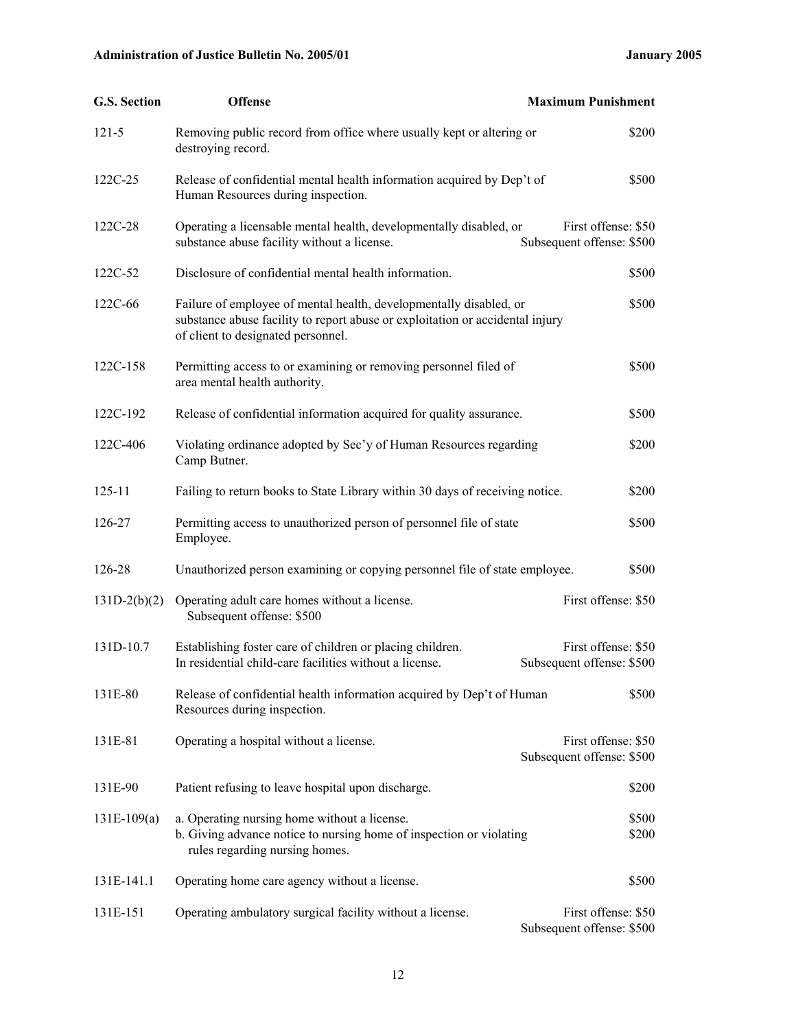| G.S. Section | Offense | Maximum Punishment |
|---|---|---|
| 121-5 | Removing public record from office where usually kept or altering or destroying record. | $200 |
| 122C-25 | Release of confidential mental health information acquired by Dep't of Human Resources during inspection. | $500 |
| 122C-28 | Operating a licensable mental health, developmentally disabled, or substance abuse facility without a license. | First offense: $50<br>Subsequent offense: $500 |
| 122C-52 | Disclosure of confidential mental health information. | $500 |
| 122C-66 | Failure of employee of mental health, developmentally disabled, or substance abuse facility to report abuse or exploitation or accidental injury of client to designated personnel. | $500 |
| 122C-158 | Permitting access to or examining or removing personnel filed of area mental health authority. | $500 |
| 122C-192 | Release of confidential information acquired for quality assurance. | $500 |
| 122C-406 | Violating ordinance adopted by Sec'y of Human Resources regarding Camp Butner. | $200 |
| 125-11 | Failing to return books to State Library within 30 days of receiving notice. | $200 |
| 126-27 | Permitting access to unauthorized person of personnel file of state Employee. | $500 |
| 126-28 | Unauthorized person examining or copying personnel file of state employee. | $500 |
| 131D-2(b)(2) | Operating adult care homes without a license. | First offense: $50<br>Subsequent offense: $500 |
| 131D-10.7 | Establishing foster care of children or placing children. In residential child-care facilities without a license. | First offense: $50<br>Subsequent offense: $500 |
| 131E-80 | Release of confidential health information acquired by Dep't of Human Resources during inspection. | $500 |
| 131E-81 | Operating a hospital without a license. | First offense: $50<br>Subsequent offense: $500 |
| 131E-90 | Patient refusing to leave hospital upon discharge. | $200 |
| 131E-109(a) | a. Operating nursing home without a license.<br>b. Giving advance notice to nursing home of inspection or violating rules regarding nursing homes. | $500<br>$200 |
| 131E-141.1 | Operating home care agency without a license. | $500 |
| 131E-151 | Operating ambulatory surgical facility without a license. | First offense: $50<br>Subsequent offense: $500 |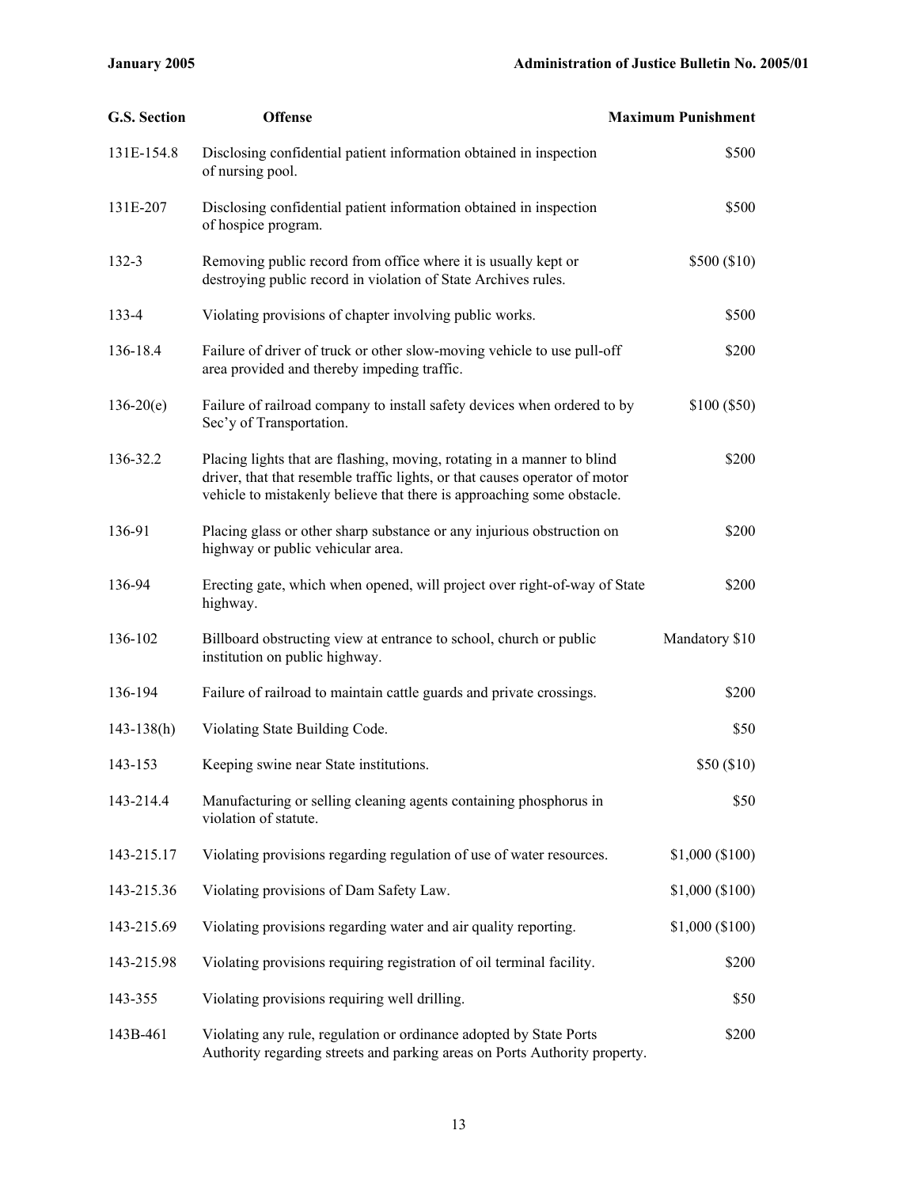| G.S. Section | Offense | Maximum Punishment |
|---|---|---|
| 131E-154.8 | Disclosing confidential patient information obtained in inspection of nursing pool. | $500 |
| 131E-207 | Disclosing confidential patient information obtained in inspection of hospice program. | $500 |
| 132-3 | Removing public record from office where it is usually kept or destroying public record in violation of State Archives rules. | $500 ($10) |
| 133-4 | Violating provisions of chapter involving public works. | $500 |
| 136-18.4 | Failure of driver of truck or other slow-moving vehicle to use pull-off area provided and thereby impeding traffic. | $200 |
| 136-20(e) | Failure of railroad company to install safety devices when ordered to by Sec'y of Transportation. | $100 ($50) |
| 136-32.2 | Placing lights that are flashing, moving, rotating in a manner to blind driver, that that resemble traffic lights, or that causes operator of motor vehicle to mistakenly believe that there is approaching some obstacle. | $200 |
| 136-91 | Placing glass or other sharp substance or any injurious obstruction on highway or public vehicular area. | $200 |
| 136-94 | Erecting gate, which when opened, will project over right-of-way of State highway. | $200 |
| 136-102 | Billboard obstructing view at entrance to school, church or public institution on public highway. | Mandatory $10 |
| 136-194 | Failure of railroad to maintain cattle guards and private crossings. | $200 |
| 143-138(h) | Violating State Building Code. | $50 |
| 143-153 | Keeping swine near State institutions. | $50 ($10) |
| 143-214.4 | Manufacturing or selling cleaning agents containing phosphorus in violation of statute. | $50 |
| 143-215.17 | Violating provisions regarding regulation of use of water resources. | $1,000 ($100) |
| 143-215.36 | Violating provisions of Dam Safety Law. | $1,000 ($100) |
| 143-215.69 | Violating provisions regarding water and air quality reporting. | $1,000 ($100) |
| 143-215.98 | Violating provisions requiring registration of oil terminal facility. | $200 |
| 143-355 | Violating provisions requiring well drilling. | $50 |
| 143B-461 | Violating any rule, regulation or ordinance adopted by State Ports Authority regarding streets and parking areas on Ports Authority property. | $200 |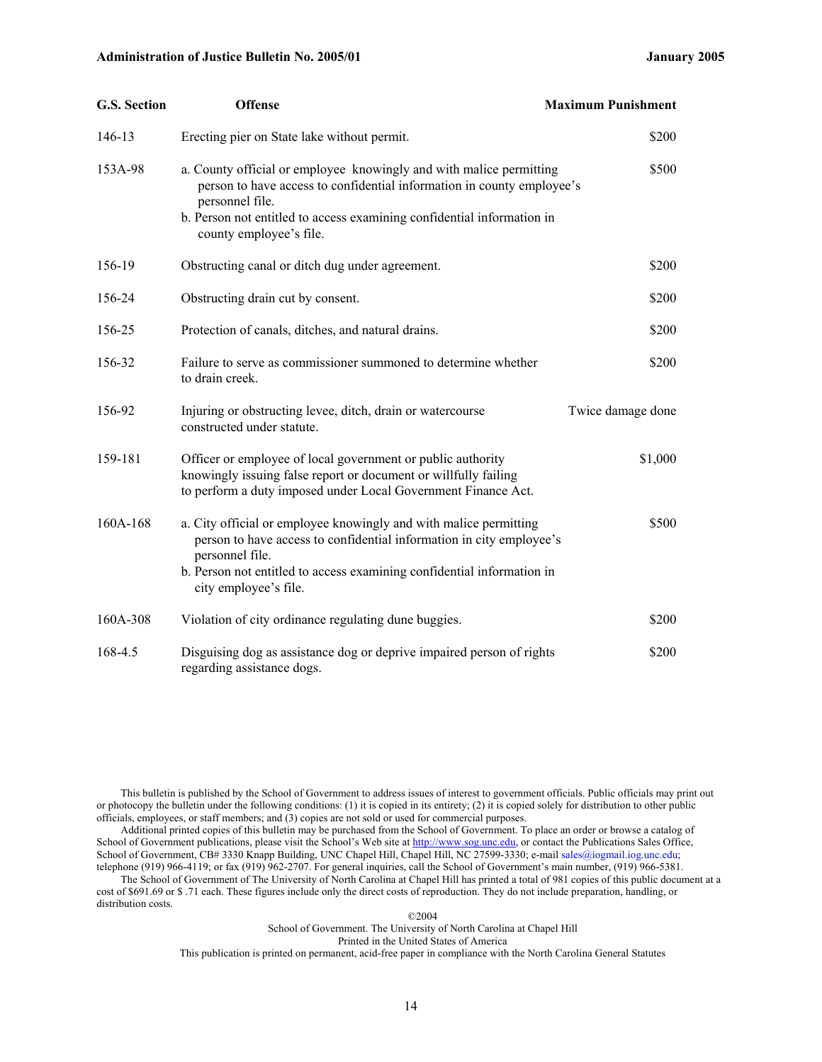| G.S. Section | Offense | Maximum Punishment |
|---|---|---|
| 146-13 | Erecting pier on State lake without permit. | $200 |
| 153A-98 | a. County official or employee knowingly and with malice permitting person to have access to confidential information in county employee's personnel file.<br>b. Person not entitled to access examining confidential information in county employee's file. | $500 |
| 156-19 | Obstructing canal or ditch dug under agreement. | $200 |
| 156-24 | Obstructing drain cut by consent. | $200 |
| 156-25 | Protection of canals, ditches, and natural drains. | $200 |
| 156-32 | Failure to serve as commissioner summoned to determine whether to drain creek. | $200 |
| 156-92 | Injuring or obstructing levee, ditch, drain or watercourse constructed under statute. | Twice damage done |
| 159-181 | Officer or employee of local government or public authority knowingly issuing false report or document or willfully failing to perform a duty imposed under Local Government Finance Act. | $1,000 |
| 160A-168 | a. City official or employee knowingly and with malice permitting person to have access to confidential information in city employee's personnel file.<br>b. Person not entitled to access examining confidential information in city employee's file. | $500 |
| 160A-308 | Violation of city ordinance regulating dune buggies. | $200 |
| 168-4.5 | Disguising dog as assistance dog or deprive impaired person of rights regarding assistance dogs. | $200 |

This bulletin is published by the School of Government to address issues of interest to government officials. Public officials may print out or photocopy the bulletin under the following conditions: (1) it is copied in its entirety; (2) it is copied solely for distribution to other public officials, employees, or staff members; and (3) copies are not sold or used for commercial purposes.

Additional printed copies of this bulletin may be purchased from the School of Government. To place an order or browse a catalog of School of Government publications, please visit the School's Web site at http://www.sog.unc.edu, or contact the Publications Sales Office, School of Government, CB# 3330 Knapp Building, UNC Chapel Hill, Chapel Hill, NC 27599-3330; e-mail sales@iogmail.iog.unc.edu; telephone (919) 966-4119; or fax (919) 962-2707. For general inquiries, call the School of Government's main number, (919) 966-5381.

The School of Government of The University of North Carolina at Chapel Hill has printed a total of 981 copies of this public document at a cost of $691.69 or $ .71 each. These figures include only the direct costs of reproduction. They do not include preparation, handling, or distribution costs.

©2004

School of Government. The University of North Carolina at Chapel Hill

Printed in the United States of America

This publication is printed on permanent, acid-free paper in compliance with the North Carolina General Statutes